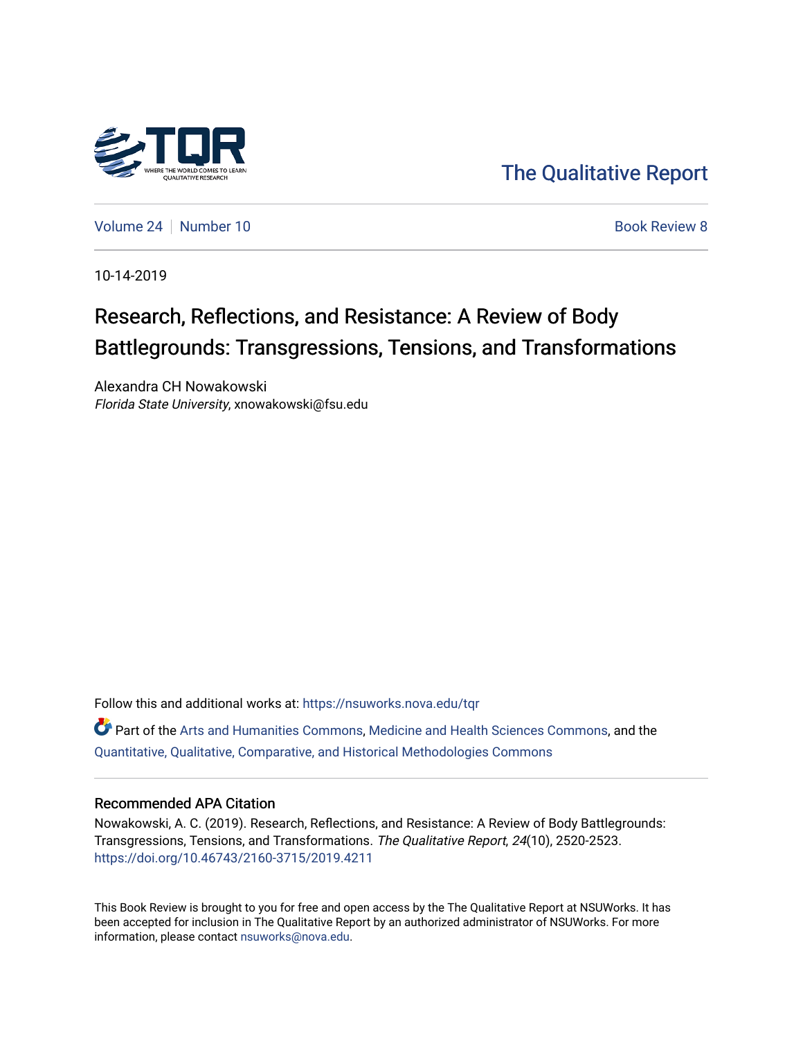The Qualitative Report

Volume 24 | Number 10 Book Review 8

10-14-2019

# Research, Reflections, and Resistance: A Review of Body Battlegrounds: Transgressions, Tensions, and Transformations

Alexandra CH Nowakowski
*Florida State University*, xnowakowski@fsu.edu

Follow this and additional works at: https://nsuworks.nova.edu/tqr

Part of the Arts and Humanities Commons, Medicine and Health Sciences Commons, and the Quantitative, Qualitative, Comparative, and Historical Methodologies Commons

## Recommended APA Citation

Nowakowski, A. C. (2019). Research, Reflections, and Resistance: A Review of Body Battlegrounds: Transgressions, Tensions, and Transformations. *The Qualitative Report*, *24*(10), 2520-2523. https://doi.org/10.46743/2160-3715/2019.4211

This Book Review is brought to you for free and open access by the The Qualitative Report at NSUWorks. It has been accepted for inclusion in The Qualitative Report by an authorized administrator of NSUWorks. For more information, please contact nsuworks@nova.edu.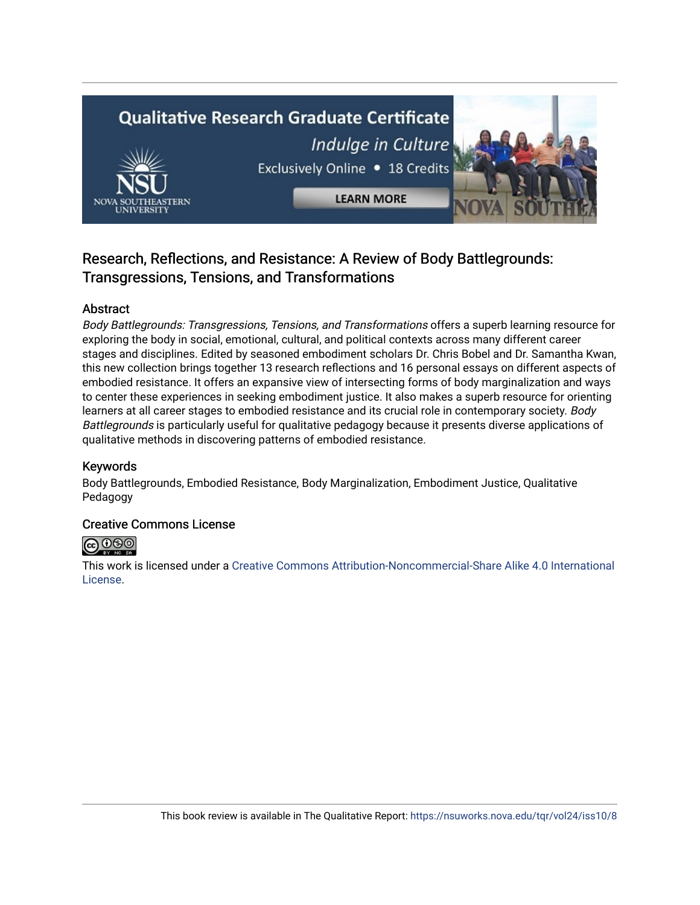Research, Reflections, and Resistance: A Review of Body Battlegrounds: Transgressions, Tensions, and Transformations

## Abstract

*Body Battlegrounds: Transgressions, Tensions, and Transformations* offers a superb learning resource for exploring the body in social, emotional, cultural, and political contexts across many different career stages and disciplines. Edited by seasoned embodiment scholars Dr. Chris Bobel and Dr. Samantha Kwan, this new collection brings together 13 research reflections and 16 personal essays on different aspects of embodied resistance. It offers an expansive view of intersecting forms of body marginalization and ways to center these experiences in seeking embodiment justice. It also makes a superb resource for orienting learners at all career stages to embodied resistance and its crucial role in contemporary society. *Body Battlegrounds* is particularly useful for qualitative pedagogy because it presents diverse applications of qualitative methods in discovering patterns of embodied resistance.

## Keywords

Body Battlegrounds, Embodied Resistance, Body Marginalization, Embodiment Justice, Qualitative Pedagogy

## Creative Commons License

This work is licensed under a Creative Commons Attribution-Noncommercial-Share Alike 4.0 International License.

This book review is available in The Qualitative Report: https://nsuworks.nova.edu/tqr/vol24/iss10/8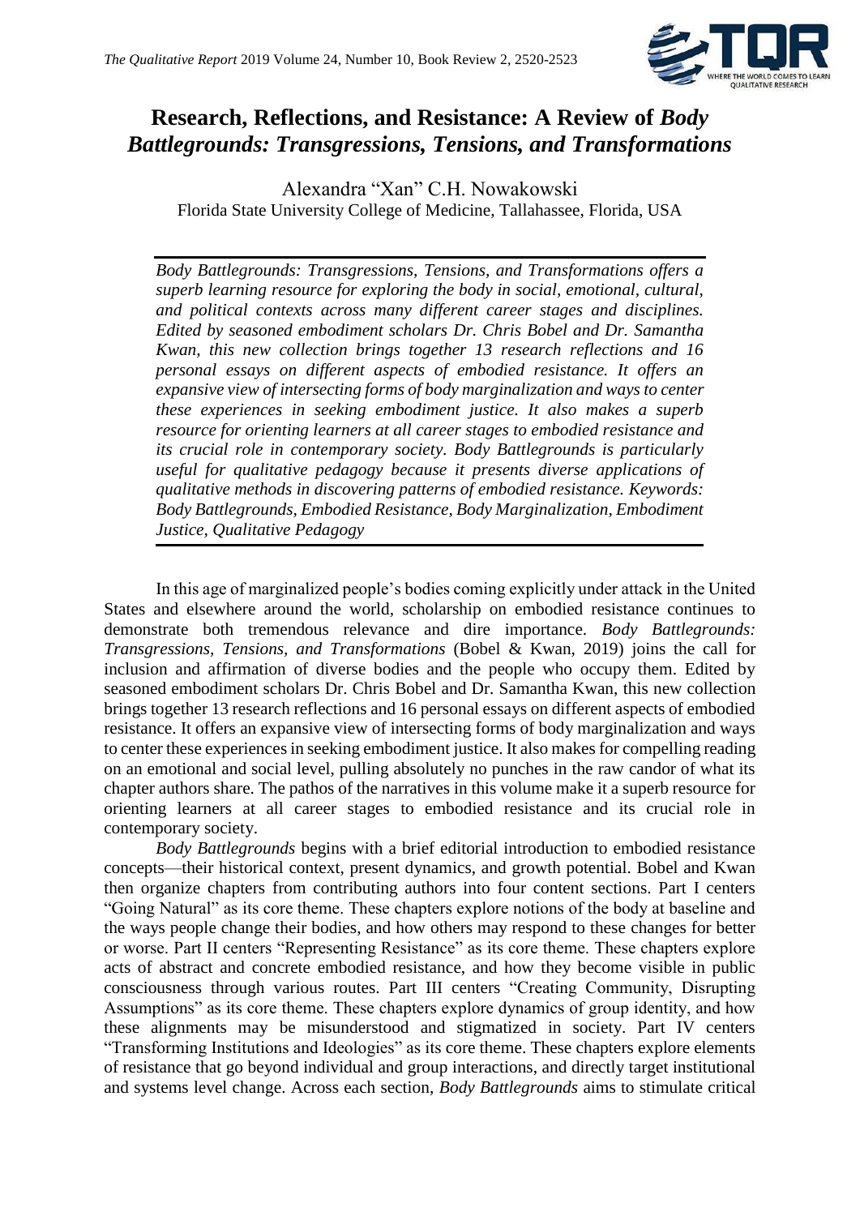# Research, Reflections, and Resistance: A Review of *Body Battlegrounds: Transgressions, Tensions, and Transformations*

Alexandra "Xan" C.H. Nowakowski
Florida State University College of Medicine, Tallahassee, Florida, USA

*Body Battlegrounds: Transgressions, Tensions, and Transformations offers a superb learning resource for exploring the body in social, emotional, cultural, and political contexts across many different career stages and disciplines. Edited by seasoned embodiment scholars Dr. Chris Bobel and Dr. Samantha Kwan, this new collection brings together 13 research reflections and 16 personal essays on different aspects of embodied resistance. It offers an expansive view of intersecting forms of body marginalization and ways to center these experiences in seeking embodiment justice. It also makes a superb resource for orienting learners at all career stages to embodied resistance and its crucial role in contemporary society. Body Battlegrounds is particularly useful for qualitative pedagogy because it presents diverse applications of qualitative methods in discovering patterns of embodied resistance. Keywords: Body Battlegrounds, Embodied Resistance, Body Marginalization, Embodiment Justice, Qualitative Pedagogy*

In this age of marginalized people's bodies coming explicitly under attack in the United States and elsewhere around the world, scholarship on embodied resistance continues to demonstrate both tremendous relevance and dire importance. *Body Battlegrounds: Transgressions, Tensions, and Transformations* (Bobel & Kwan, 2019) joins the call for inclusion and affirmation of diverse bodies and the people who occupy them. Edited by seasoned embodiment scholars Dr. Chris Bobel and Dr. Samantha Kwan, this new collection brings together 13 research reflections and 16 personal essays on different aspects of embodied resistance. It offers an expansive view of intersecting forms of body marginalization and ways to center these experiences in seeking embodiment justice. It also makes for compelling reading on an emotional and social level, pulling absolutely no punches in the raw candor of what its chapter authors share. The pathos of the narratives in this volume make it a superb resource for orienting learners at all career stages to embodied resistance and its crucial role in contemporary society.

*Body Battlegrounds* begins with a brief editorial introduction to embodied resistance concepts—their historical context, present dynamics, and growth potential. Bobel and Kwan then organize chapters from contributing authors into four content sections. Part I centers "Going Natural" as its core theme. These chapters explore notions of the body at baseline and the ways people change their bodies, and how others may respond to these changes for better or worse. Part II centers "Representing Resistance" as its core theme. These chapters explore acts of abstract and concrete embodied resistance, and how they become visible in public consciousness through various routes. Part III centers "Creating Community, Disrupting Assumptions" as its core theme. These chapters explore dynamics of group identity, and how these alignments may be misunderstood and stigmatized in society. Part IV centers "Transforming Institutions and Ideologies" as its core theme. These chapters explore elements of resistance that go beyond individual and group interactions, and directly target institutional and systems level change. Across each section, *Body Battlegrounds* aims to stimulate critical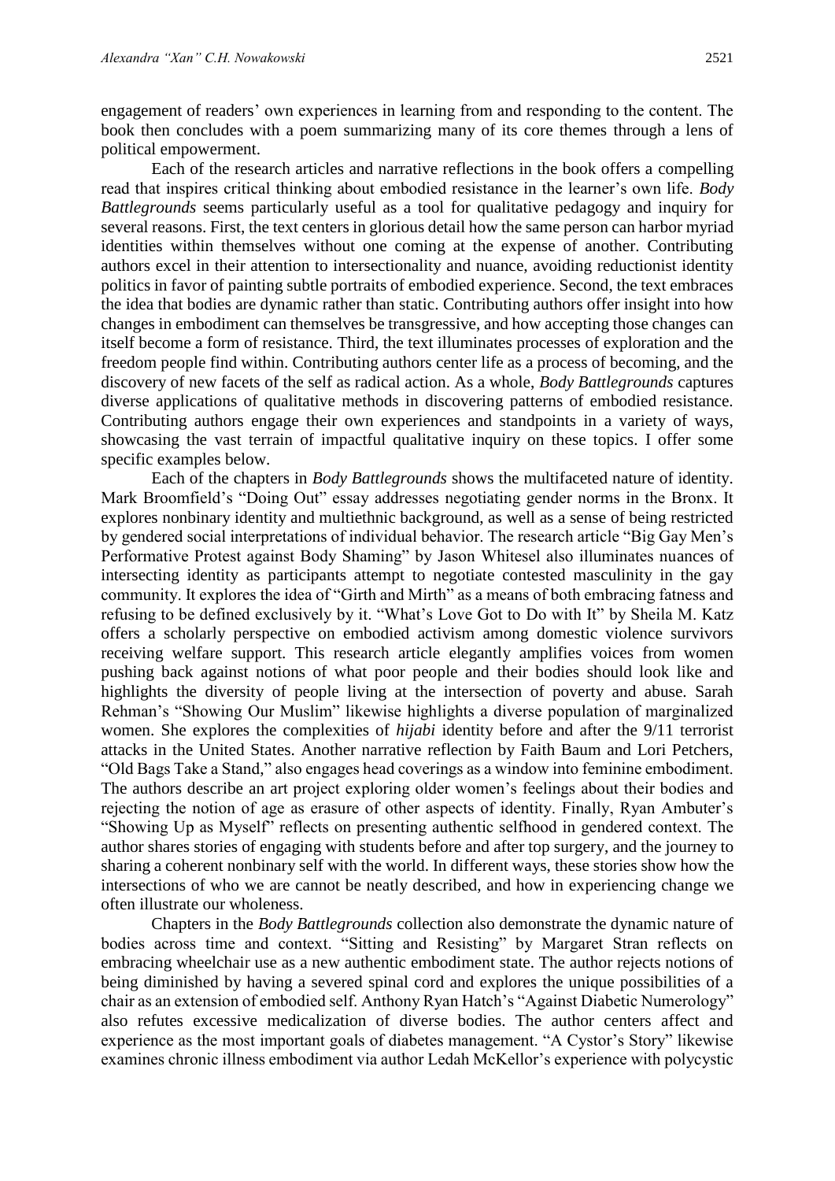engagement of readers' own experiences in learning from and responding to the content. The book then concludes with a poem summarizing many of its core themes through a lens of political empowerment.

Each of the research articles and narrative reflections in the book offers a compelling read that inspires critical thinking about embodied resistance in the learner's own life. *Body Battlegrounds* seems particularly useful as a tool for qualitative pedagogy and inquiry for several reasons. First, the text centers in glorious detail how the same person can harbor myriad identities within themselves without one coming at the expense of another. Contributing authors excel in their attention to intersectionality and nuance, avoiding reductionist identity politics in favor of painting subtle portraits of embodied experience. Second, the text embraces the idea that bodies are dynamic rather than static. Contributing authors offer insight into how changes in embodiment can themselves be transgressive, and how accepting those changes can itself become a form of resistance. Third, the text illuminates processes of exploration and the freedom people find within. Contributing authors center life as a process of becoming, and the discovery of new facets of the self as radical action. As a whole, *Body Battlegrounds* captures diverse applications of qualitative methods in discovering patterns of embodied resistance. Contributing authors engage their own experiences and standpoints in a variety of ways, showcasing the vast terrain of impactful qualitative inquiry on these topics. I offer some specific examples below.

Each of the chapters in *Body Battlegrounds* shows the multifaceted nature of identity. Mark Broomfield's "Doing Out" essay addresses negotiating gender norms in the Bronx. It explores nonbinary identity and multiethnic background, as well as a sense of being restricted by gendered social interpretations of individual behavior. The research article "Big Gay Men's Performative Protest against Body Shaming" by Jason Whitesel also illuminates nuances of intersecting identity as participants attempt to negotiate contested masculinity in the gay community. It explores the idea of "Girth and Mirth" as a means of both embracing fatness and refusing to be defined exclusively by it. "What's Love Got to Do with It" by Sheila M. Katz offers a scholarly perspective on embodied activism among domestic violence survivors receiving welfare support. This research article elegantly amplifies voices from women pushing back against notions of what poor people and their bodies should look like and highlights the diversity of people living at the intersection of poverty and abuse. Sarah Rehman's "Showing Our Muslim" likewise highlights a diverse population of marginalized women. She explores the complexities of *hijabi* identity before and after the 9/11 terrorist attacks in the United States. Another narrative reflection by Faith Baum and Lori Petchers, "Old Bags Take a Stand," also engages head coverings as a window into feminine embodiment. The authors describe an art project exploring older women's feelings about their bodies and rejecting the notion of age as erasure of other aspects of identity. Finally, Ryan Ambuter's "Showing Up as Myself" reflects on presenting authentic selfhood in gendered context. The author shares stories of engaging with students before and after top surgery, and the journey to sharing a coherent nonbinary self with the world. In different ways, these stories show how the intersections of who we are cannot be neatly described, and how in experiencing change we often illustrate our wholeness.

Chapters in the *Body Battlegrounds* collection also demonstrate the dynamic nature of bodies across time and context. "Sitting and Resisting" by Margaret Stran reflects on embracing wheelchair use as a new authentic embodiment state. The author rejects notions of being diminished by having a severed spinal cord and explores the unique possibilities of a chair as an extension of embodied self. Anthony Ryan Hatch's "Against Diabetic Numerology" also refutes excessive medicalization of diverse bodies. The author centers affect and experience as the most important goals of diabetes management. "A Cystor's Story" likewise examines chronic illness embodiment via author Ledah McKellor's experience with polycystic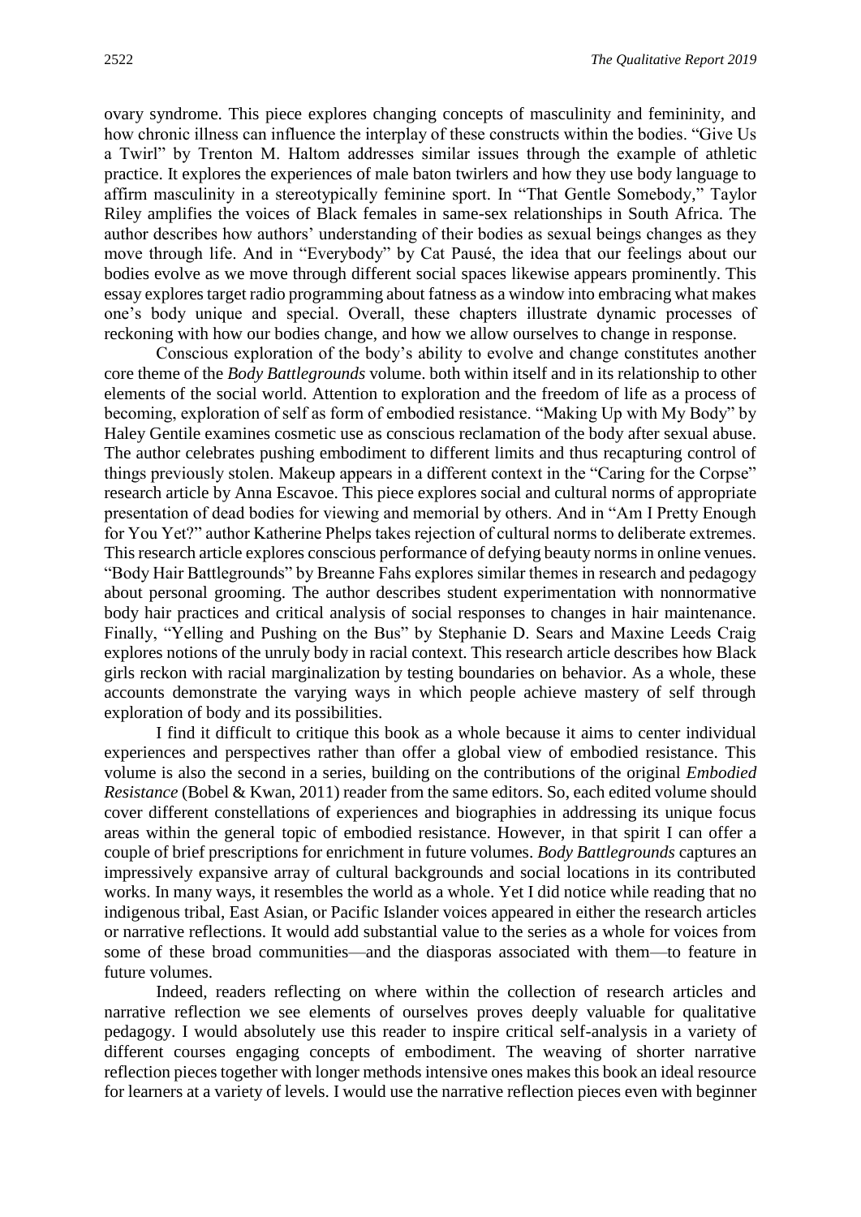ovary syndrome. This piece explores changing concepts of masculinity and femininity, and how chronic illness can influence the interplay of these constructs within the bodies. "Give Us a Twirl" by Trenton M. Haltom addresses similar issues through the example of athletic practice. It explores the experiences of male baton twirlers and how they use body language to affirm masculinity in a stereotypically feminine sport. In "That Gentle Somebody," Taylor Riley amplifies the voices of Black females in same-sex relationships in South Africa. The author describes how authors' understanding of their bodies as sexual beings changes as they move through life. And in "Everybody" by Cat Pausé, the idea that our feelings about our bodies evolve as we move through different social spaces likewise appears prominently. This essay explores target radio programming about fatness as a window into embracing what makes one's body unique and special. Overall, these chapters illustrate dynamic processes of reckoning with how our bodies change, and how we allow ourselves to change in response.

Conscious exploration of the body's ability to evolve and change constitutes another core theme of the *Body Battlegrounds* volume. both within itself and in its relationship to other elements of the social world. Attention to exploration and the freedom of life as a process of becoming, exploration of self as form of embodied resistance. "Making Up with My Body" by Haley Gentile examines cosmetic use as conscious reclamation of the body after sexual abuse. The author celebrates pushing embodiment to different limits and thus recapturing control of things previously stolen. Makeup appears in a different context in the "Caring for the Corpse" research article by Anna Escavoe. This piece explores social and cultural norms of appropriate presentation of dead bodies for viewing and memorial by others. And in "Am I Pretty Enough for You Yet?" author Katherine Phelps takes rejection of cultural norms to deliberate extremes. This research article explores conscious performance of defying beauty norms in online venues. "Body Hair Battlegrounds" by Breanne Fahs explores similar themes in research and pedagogy about personal grooming. The author describes student experimentation with nonnormative body hair practices and critical analysis of social responses to changes in hair maintenance. Finally, "Yelling and Pushing on the Bus" by Stephanie D. Sears and Maxine Leeds Craig explores notions of the unruly body in racial context. This research article describes how Black girls reckon with racial marginalization by testing boundaries on behavior. As a whole, these accounts demonstrate the varying ways in which people achieve mastery of self through exploration of body and its possibilities.

I find it difficult to critique this book as a whole because it aims to center individual experiences and perspectives rather than offer a global view of embodied resistance. This volume is also the second in a series, building on the contributions of the original *Embodied Resistance* (Bobel & Kwan, 2011) reader from the same editors. So, each edited volume should cover different constellations of experiences and biographies in addressing its unique focus areas within the general topic of embodied resistance. However, in that spirit I can offer a couple of brief prescriptions for enrichment in future volumes. *Body Battlegrounds* captures an impressively expansive array of cultural backgrounds and social locations in its contributed works. In many ways, it resembles the world as a whole. Yet I did notice while reading that no indigenous tribal, East Asian, or Pacific Islander voices appeared in either the research articles or narrative reflections. It would add substantial value to the series as a whole for voices from some of these broad communities—and the diasporas associated with them—to feature in future volumes.

Indeed, readers reflecting on where within the collection of research articles and narrative reflection we see elements of ourselves proves deeply valuable for qualitative pedagogy. I would absolutely use this reader to inspire critical self-analysis in a variety of different courses engaging concepts of embodiment. The weaving of shorter narrative reflection pieces together with longer methods intensive ones makes this book an ideal resource for learners at a variety of levels. I would use the narrative reflection pieces even with beginner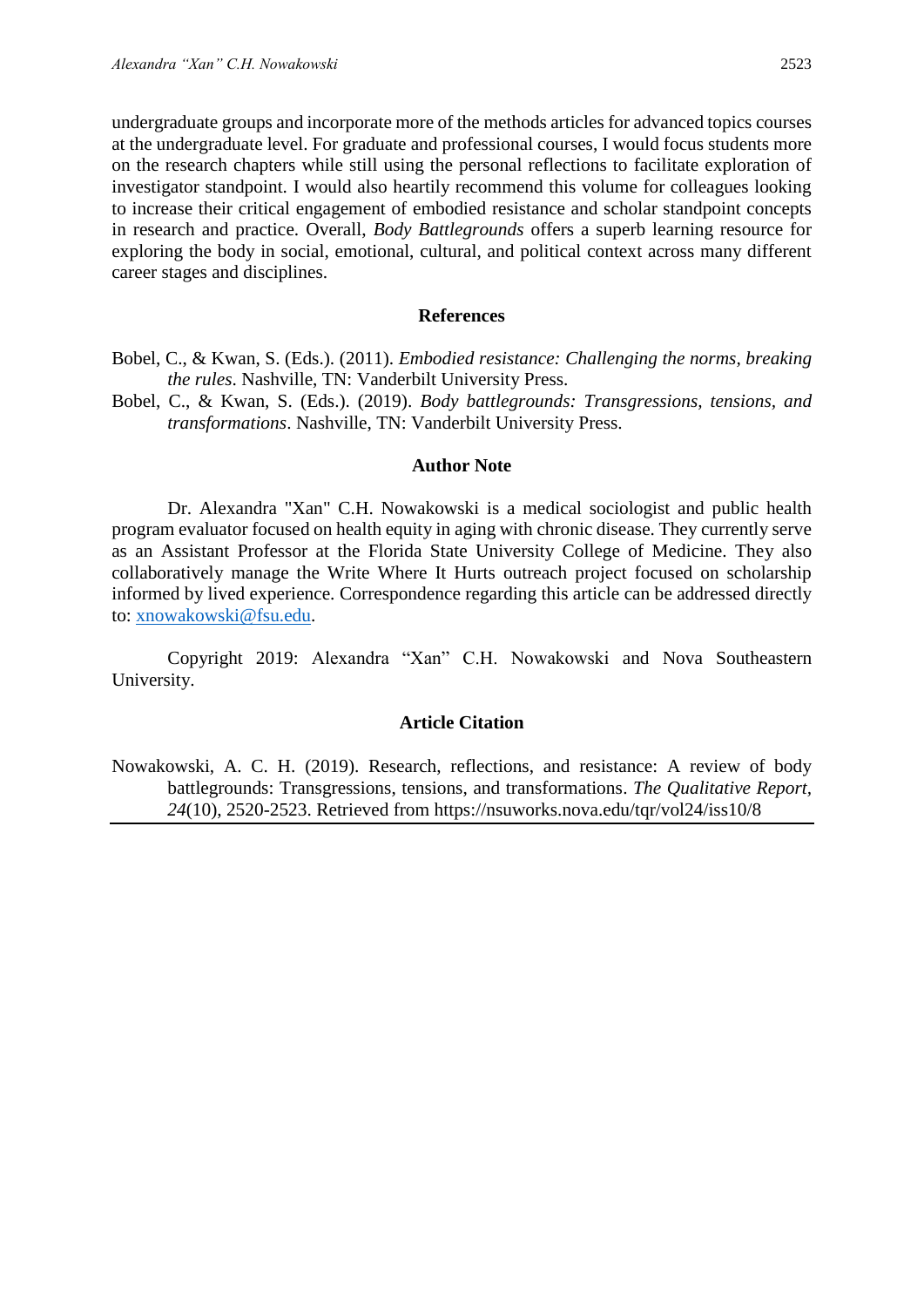undergraduate groups and incorporate more of the methods articles for advanced topics courses at the undergraduate level. For graduate and professional courses, I would focus students more on the research chapters while still using the personal reflections to facilitate exploration of investigator standpoint. I would also heartily recommend this volume for colleagues looking to increase their critical engagement of embodied resistance and scholar standpoint concepts in research and practice. Overall, *Body Battlegrounds* offers a superb learning resource for exploring the body in social, emotional, cultural, and political context across many different career stages and disciplines.

## References

Bobel, C., & Kwan, S. (Eds.). (2011). *Embodied resistance: Challenging the norms, breaking the rules*. Nashville, TN: Vanderbilt University Press.

Bobel, C., & Kwan, S. (Eds.). (2019). *Body battlegrounds: Transgressions, tensions, and transformations*. Nashville, TN: Vanderbilt University Press.

## Author Note

Dr. Alexandra "Xan" C.H. Nowakowski is a medical sociologist and public health program evaluator focused on health equity in aging with chronic disease. They currently serve as an Assistant Professor at the Florida State University College of Medicine. They also collaboratively manage the Write Where It Hurts outreach project focused on scholarship informed by lived experience. Correspondence regarding this article can be addressed directly to: xnowakowski@fsu.edu.

Copyright 2019: Alexandra "Xan" C.H. Nowakowski and Nova Southeastern University.

## Article Citation

Nowakowski, A. C. H. (2019). Research, reflections, and resistance: A review of body battlegrounds: Transgressions, tensions, and transformations. *The Qualitative Report, 24*(10), 2520-2523. Retrieved from https://nsuworks.nova.edu/tqr/vol24/iss10/8